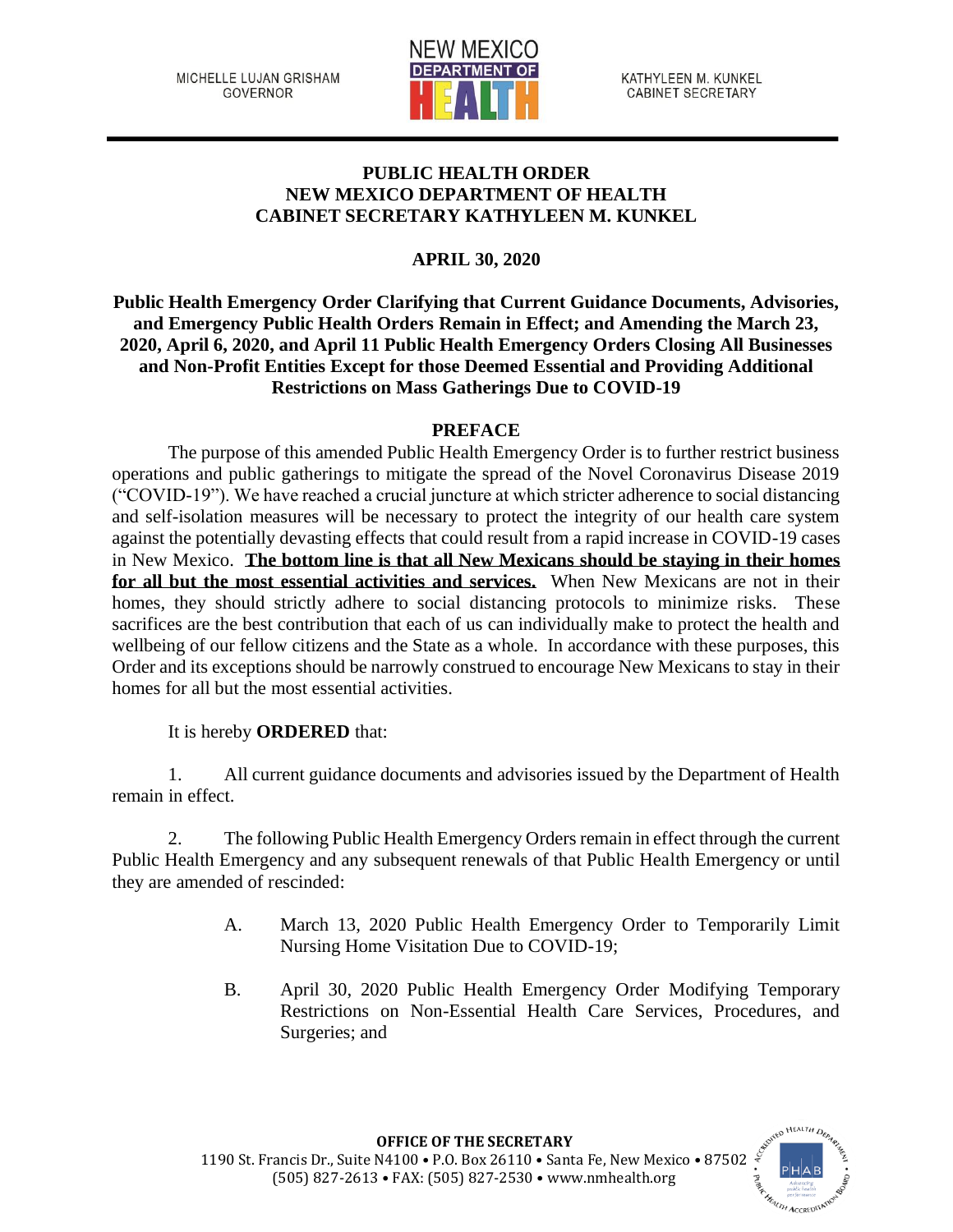MICHELLE LUJAN GRISHAM
GOVERNOR

NEW MEXICO DEPARTMENT OF HEALTH

KATHYLEEN M. KUNKEL
CABINET SECRETARY

**PUBLIC HEALTH ORDER**
**NEW MEXICO DEPARTMENT OF HEALTH**
**CABINET SECRETARY KATHYLEEN M. KUNKEL**

**APRIL 30, 2020**

**Public Health Emergency Order Clarifying that Current Guidance Documents, Advisories, and Emergency Public Health Orders Remain in Effect; and Amending the March 23, 2020, April 6, 2020, and April 11 Public Health Emergency Orders Closing All Businesses and Non-Profit Entities Except for those Deemed Essential and Providing Additional Restrictions on Mass Gatherings Due to COVID-19**

## PREFACE

The purpose of this amended Public Health Emergency Order is to further restrict business operations and public gatherings to mitigate the spread of the Novel Coronavirus Disease 2019 ("COVID-19"). We have reached a crucial juncture at which stricter adherence to social distancing and self-isolation measures will be necessary to protect the integrity of our health care system against the potentially devasting effects that could result from a rapid increase in COVID-19 cases in New Mexico. **The bottom line is that all New Mexicans should be staying in their homes for all but the most essential activities and services.** When New Mexicans are not in their homes, they should strictly adhere to social distancing protocols to minimize risks. These sacrifices are the best contribution that each of us can individually make to protect the health and wellbeing of our fellow citizens and the State as a whole. In accordance with these purposes, this Order and its exceptions should be narrowly construed to encourage New Mexicans to stay in their homes for all but the most essential activities.

It is hereby **ORDERED** that:

1. All current guidance documents and advisories issued by the Department of Health remain in effect.

2. The following Public Health Emergency Orders remain in effect through the current Public Health Emergency and any subsequent renewals of that Public Health Emergency or until they are amended of rescinded:

   A. March 13, 2020 Public Health Emergency Order to Temporarily Limit Nursing Home Visitation Due to COVID-19;

   B. April 30, 2020 Public Health Emergency Order Modifying Temporary Restrictions on Non-Essential Health Care Services, Procedures, and Surgeries; and

**OFFICE OF THE SECRETARY**
1190 St. Francis Dr., Suite N4100 • P.O. Box 26110 • Santa Fe, New Mexico • 87502
(505) 827-2613 • FAX: (505) 827-2530 • www.nmhealth.org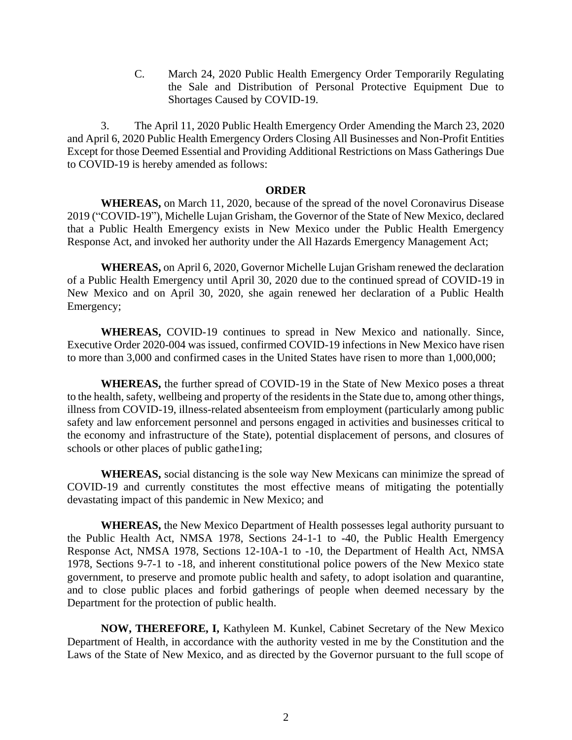C. March 24, 2020 Public Health Emergency Order Temporarily Regulating the Sale and Distribution of Personal Protective Equipment Due to Shortages Caused by COVID-19.

3. The April 11, 2020 Public Health Emergency Order Amending the March 23, 2020 and April 6, 2020 Public Health Emergency Orders Closing All Businesses and Non-Profit Entities Except for those Deemed Essential and Providing Additional Restrictions on Mass Gatherings Due to COVID-19 is hereby amended as follows:

**ORDER**

**WHEREAS,** on March 11, 2020, because of the spread of the novel Coronavirus Disease 2019 ("COVID-19"), Michelle Lujan Grisham, the Governor of the State of New Mexico, declared that a Public Health Emergency exists in New Mexico under the Public Health Emergency Response Act, and invoked her authority under the All Hazards Emergency Management Act;

**WHEREAS,** on April 6, 2020, Governor Michelle Lujan Grisham renewed the declaration of a Public Health Emergency until April 30, 2020 due to the continued spread of COVID-19 in New Mexico and on April 30, 2020, she again renewed her declaration of a Public Health Emergency;

**WHEREAS,** COVID-19 continues to spread in New Mexico and nationally. Since, Executive Order 2020-004 was issued, confirmed COVID-19 infections in New Mexico have risen to more than 3,000 and confirmed cases in the United States have risen to more than 1,000,000;

**WHEREAS,** the further spread of COVID-19 in the State of New Mexico poses a threat to the health, safety, wellbeing and property of the residents in the State due to, among other things, illness from COVID-19, illness-related absenteeism from employment (particularly among public safety and law enforcement personnel and persons engaged in activities and businesses critical to the economy and infrastructure of the State), potential displacement of persons, and closures of schools or other places of public gathe1ing;

**WHEREAS,** social distancing is the sole way New Mexicans can minimize the spread of COVID-19 and currently constitutes the most effective means of mitigating the potentially devastating impact of this pandemic in New Mexico; and

**WHEREAS,** the New Mexico Department of Health possesses legal authority pursuant to the Public Health Act, NMSA 1978, Sections 24-1-1 to -40, the Public Health Emergency Response Act, NMSA 1978, Sections 12-10A-1 to -10, the Department of Health Act, NMSA 1978, Sections 9-7-1 to -18, and inherent constitutional police powers of the New Mexico state government, to preserve and promote public health and safety, to adopt isolation and quarantine, and to close public places and forbid gatherings of people when deemed necessary by the Department for the protection of public health.

**NOW, THEREFORE, I,** Kathyleen M. Kunkel, Cabinet Secretary of the New Mexico Department of Health, in accordance with the authority vested in me by the Constitution and the Laws of the State of New Mexico, and as directed by the Governor pursuant to the full scope of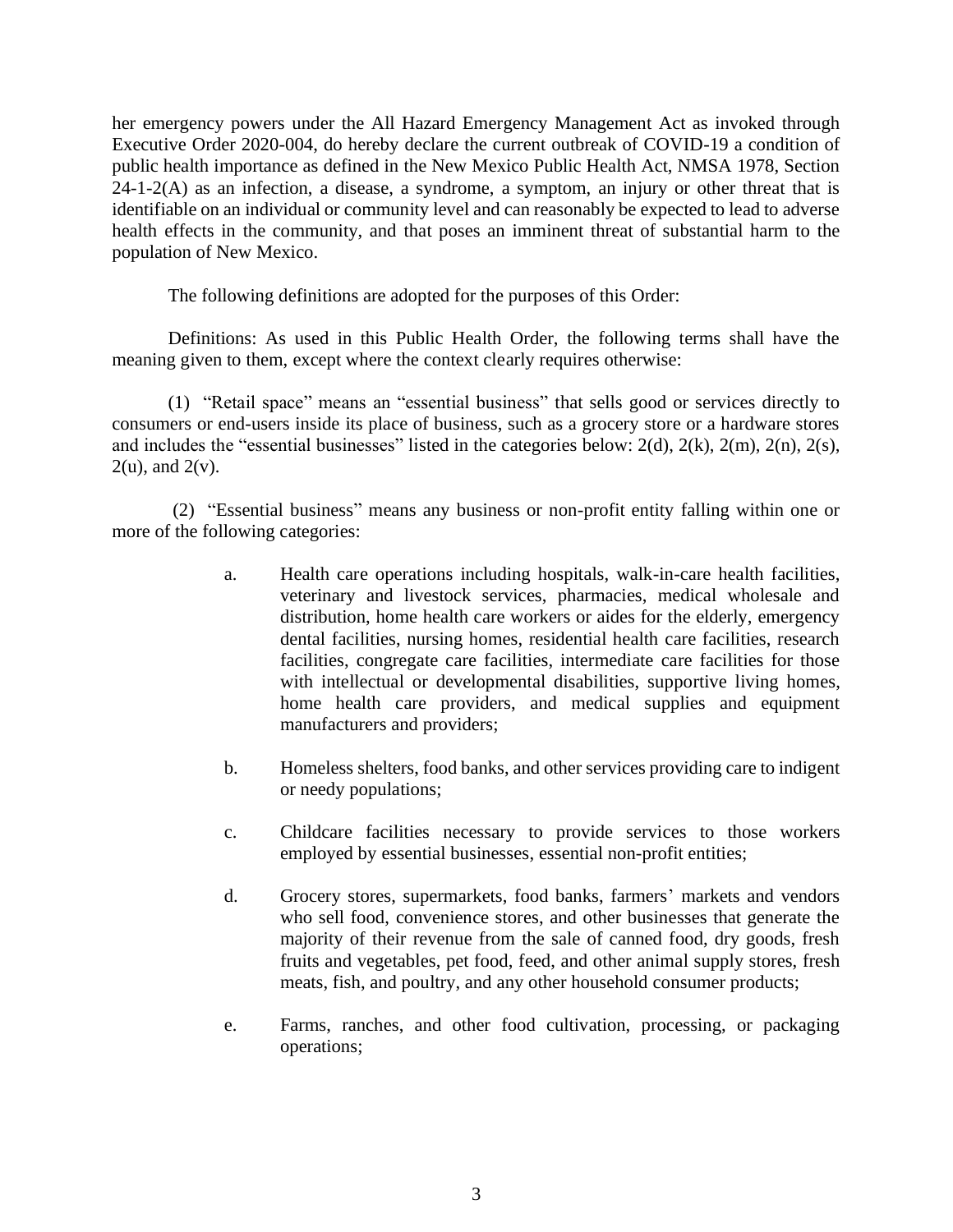her emergency powers under the All Hazard Emergency Management Act as invoked through Executive Order 2020-004, do hereby declare the current outbreak of COVID-19 a condition of public health importance as defined in the New Mexico Public Health Act, NMSA 1978, Section 24-1-2(A) as an infection, a disease, a syndrome, a symptom, an injury or other threat that is identifiable on an individual or community level and can reasonably be expected to lead to adverse health effects in the community, and that poses an imminent threat of substantial harm to the population of New Mexico.

The following definitions are adopted for the purposes of this Order:

Definitions: As used in this Public Health Order, the following terms shall have the meaning given to them, except where the context clearly requires otherwise:

(1) "Retail space" means an "essential business" that sells good or services directly to consumers or end-users inside its place of business, such as a grocery store or a hardware stores and includes the "essential businesses" listed in the categories below: 2(d), 2(k), 2(m), 2(n), 2(s), 2(u), and 2(v).

(2) "Essential business" means any business or non-profit entity falling within one or more of the following categories:

a. Health care operations including hospitals, walk-in-care health facilities, veterinary and livestock services, pharmacies, medical wholesale and distribution, home health care workers or aides for the elderly, emergency dental facilities, nursing homes, residential health care facilities, research facilities, congregate care facilities, intermediate care facilities for those with intellectual or developmental disabilities, supportive living homes, home health care providers, and medical supplies and equipment manufacturers and providers;

b. Homeless shelters, food banks, and other services providing care to indigent or needy populations;

c. Childcare facilities necessary to provide services to those workers employed by essential businesses, essential non-profit entities;

d. Grocery stores, supermarkets, food banks, farmers' markets and vendors who sell food, convenience stores, and other businesses that generate the majority of their revenue from the sale of canned food, dry goods, fresh fruits and vegetables, pet food, feed, and other animal supply stores, fresh meats, fish, and poultry, and any other household consumer products;

e. Farms, ranches, and other food cultivation, processing, or packaging operations;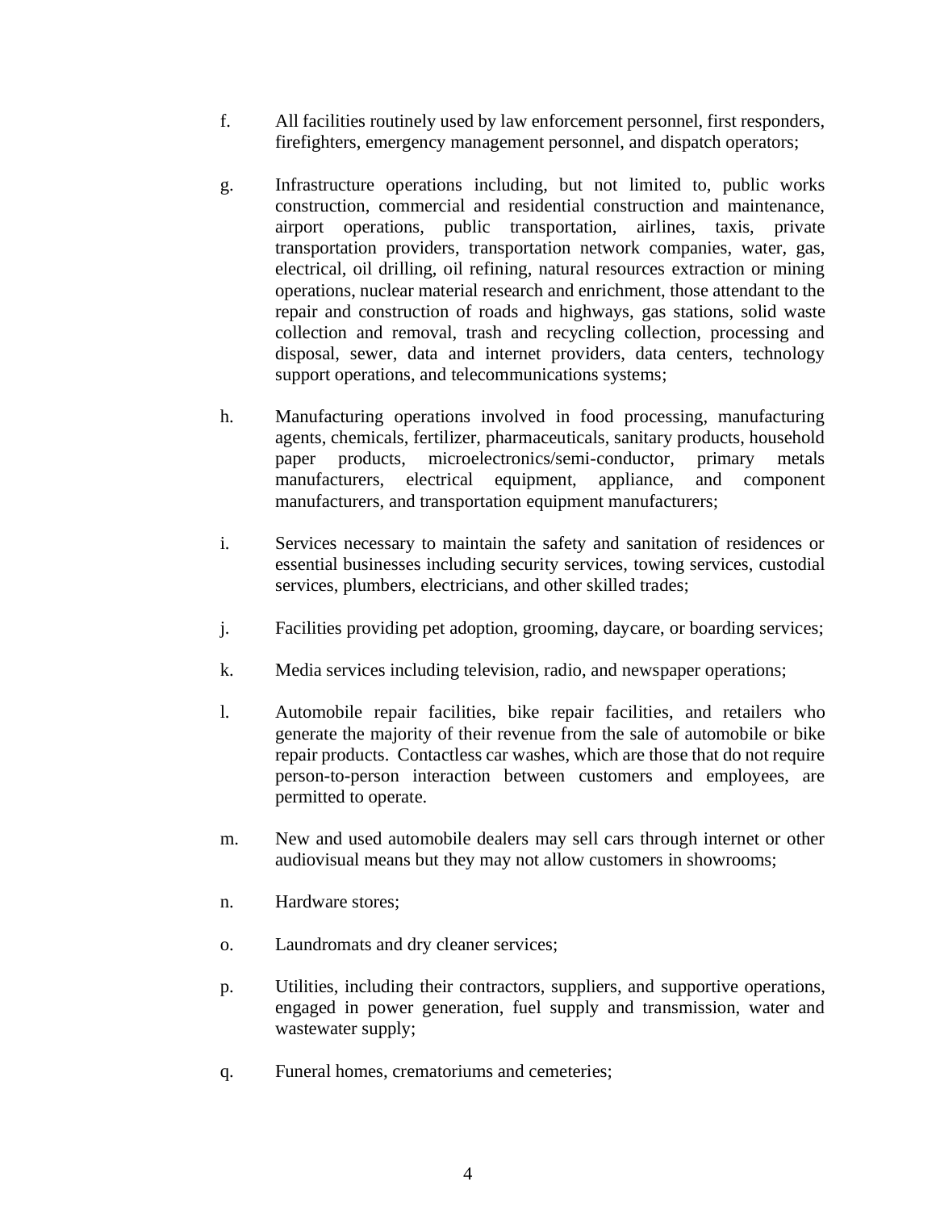f. All facilities routinely used by law enforcement personnel, first responders, firefighters, emergency management personnel, and dispatch operators;

g. Infrastructure operations including, but not limited to, public works construction, commercial and residential construction and maintenance, airport operations, public transportation, airlines, taxis, private transportation providers, transportation network companies, water, gas, electrical, oil drilling, oil refining, natural resources extraction or mining operations, nuclear material research and enrichment, those attendant to the repair and construction of roads and highways, gas stations, solid waste collection and removal, trash and recycling collection, processing and disposal, sewer, data and internet providers, data centers, technology support operations, and telecommunications systems;

h. Manufacturing operations involved in food processing, manufacturing agents, chemicals, fertilizer, pharmaceuticals, sanitary products, household paper products, microelectronics/semi-conductor, primary metals manufacturers, electrical equipment, appliance, and component manufacturers, and transportation equipment manufacturers;

i. Services necessary to maintain the safety and sanitation of residences or essential businesses including security services, towing services, custodial services, plumbers, electricians, and other skilled trades;

j. Facilities providing pet adoption, grooming, daycare, or boarding services;

k. Media services including television, radio, and newspaper operations;

l. Automobile repair facilities, bike repair facilities, and retailers who generate the majority of their revenue from the sale of automobile or bike repair products. Contactless car washes, which are those that do not require person-to-person interaction between customers and employees, are permitted to operate.

m. New and used automobile dealers may sell cars through internet or other audiovisual means but they may not allow customers in showrooms;

n. Hardware stores;

o. Laundromats and dry cleaner services;

p. Utilities, including their contractors, suppliers, and supportive operations, engaged in power generation, fuel supply and transmission, water and wastewater supply;

q. Funeral homes, crematoriums and cemeteries;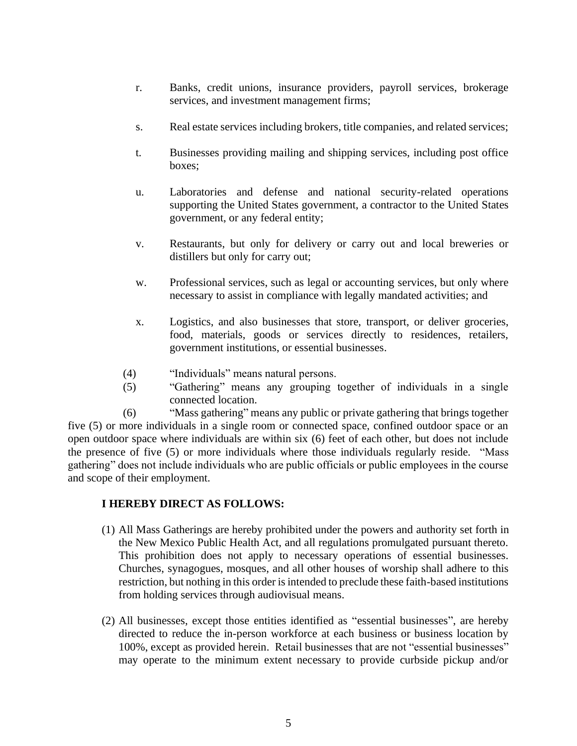r. Banks, credit unions, insurance providers, payroll services, brokerage services, and investment management firms;

s. Real estate services including brokers, title companies, and related services;

t. Businesses providing mailing and shipping services, including post office boxes;

u. Laboratories and defense and national security-related operations supporting the United States government, a contractor to the United States government, or any federal entity;

v. Restaurants, but only for delivery or carry out and local breweries or distillers but only for carry out;

w. Professional services, such as legal or accounting services, but only where necessary to assist in compliance with legally mandated activities; and

x. Logistics, and also businesses that store, transport, or deliver groceries, food, materials, goods or services directly to residences, retailers, government institutions, or essential businesses.

(4) "Individuals" means natural persons.

(5) "Gathering" means any grouping together of individuals in a single connected location.

(6) "Mass gathering" means any public or private gathering that brings together five (5) or more individuals in a single room or connected space, confined outdoor space or an open outdoor space where individuals are within six (6) feet of each other, but does not include the presence of five (5) or more individuals where those individuals regularly reside. "Mass gathering" does not include individuals who are public officials or public employees in the course and scope of their employment.

**I HEREBY DIRECT AS FOLLOWS:**

(1) All Mass Gatherings are hereby prohibited under the powers and authority set forth in the New Mexico Public Health Act, and all regulations promulgated pursuant thereto. This prohibition does not apply to necessary operations of essential businesses. Churches, synagogues, mosques, and all other houses of worship shall adhere to this restriction, but nothing in this order is intended to preclude these faith-based institutions from holding services through audiovisual means.

(2) All businesses, except those entities identified as "essential businesses", are hereby directed to reduce the in-person workforce at each business or business location by 100%, except as provided herein. Retail businesses that are not "essential businesses" may operate to the minimum extent necessary to provide curbside pickup and/or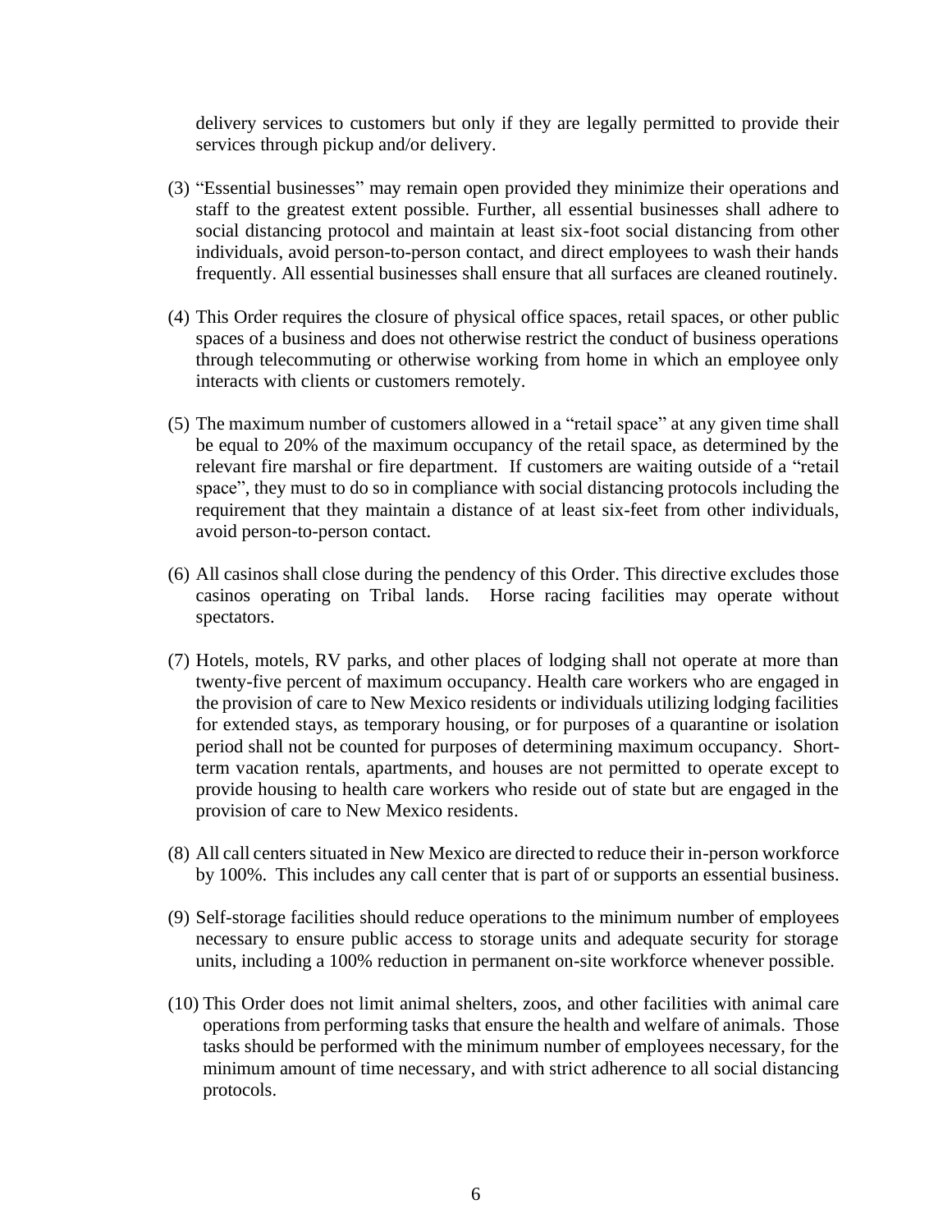delivery services to customers but only if they are legally permitted to provide their services through pickup and/or delivery.

(3) "Essential businesses" may remain open provided they minimize their operations and staff to the greatest extent possible. Further, all essential businesses shall adhere to social distancing protocol and maintain at least six-foot social distancing from other individuals, avoid person-to-person contact, and direct employees to wash their hands frequently. All essential businesses shall ensure that all surfaces are cleaned routinely.

(4) This Order requires the closure of physical office spaces, retail spaces, or other public spaces of a business and does not otherwise restrict the conduct of business operations through telecommuting or otherwise working from home in which an employee only interacts with clients or customers remotely.

(5) The maximum number of customers allowed in a "retail space" at any given time shall be equal to 20% of the maximum occupancy of the retail space, as determined by the relevant fire marshal or fire department. If customers are waiting outside of a "retail space", they must to do so in compliance with social distancing protocols including the requirement that they maintain a distance of at least six-feet from other individuals, avoid person-to-person contact.

(6) All casinos shall close during the pendency of this Order. This directive excludes those casinos operating on Tribal lands. Horse racing facilities may operate without spectators.

(7) Hotels, motels, RV parks, and other places of lodging shall not operate at more than twenty-five percent of maximum occupancy. Health care workers who are engaged in the provision of care to New Mexico residents or individuals utilizing lodging facilities for extended stays, as temporary housing, or for purposes of a quarantine or isolation period shall not be counted for purposes of determining maximum occupancy. Short-term vacation rentals, apartments, and houses are not permitted to operate except to provide housing to health care workers who reside out of state but are engaged in the provision of care to New Mexico residents.

(8) All call centers situated in New Mexico are directed to reduce their in-person workforce by 100%. This includes any call center that is part of or supports an essential business.

(9) Self-storage facilities should reduce operations to the minimum number of employees necessary to ensure public access to storage units and adequate security for storage units, including a 100% reduction in permanent on-site workforce whenever possible.

(10) This Order does not limit animal shelters, zoos, and other facilities with animal care operations from performing tasks that ensure the health and welfare of animals. Those tasks should be performed with the minimum number of employees necessary, for the minimum amount of time necessary, and with strict adherence to all social distancing protocols.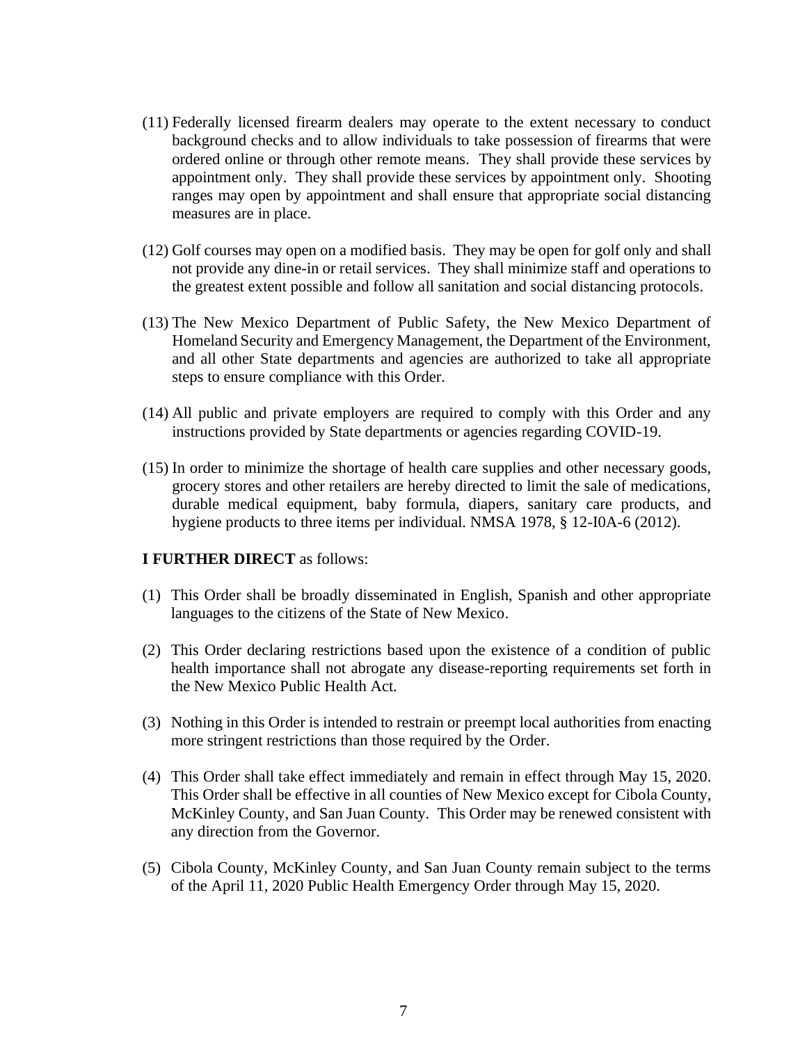(11) Federally licensed firearm dealers may operate to the extent necessary to conduct background checks and to allow individuals to take possession of firearms that were ordered online or through other remote means. They shall provide these services by appointment only. They shall provide these services by appointment only. Shooting ranges may open by appointment and shall ensure that appropriate social distancing measures are in place.

(12) Golf courses may open on a modified basis. They may be open for golf only and shall not provide any dine-in or retail services. They shall minimize staff and operations to the greatest extent possible and follow all sanitation and social distancing protocols.

(13) The New Mexico Department of Public Safety, the New Mexico Department of Homeland Security and Emergency Management, the Department of the Environment, and all other State departments and agencies are authorized to take all appropriate steps to ensure compliance with this Order.

(14) All public and private employers are required to comply with this Order and any instructions provided by State departments or agencies regarding COVID-19.

(15) In order to minimize the shortage of health care supplies and other necessary goods, grocery stores and other retailers are hereby directed to limit the sale of medications, durable medical equipment, baby formula, diapers, sanitary care products, and hygiene products to three items per individual. NMSA 1978, § 12-I0A-6 (2012).

**I FURTHER DIRECT** as follows:

(1) This Order shall be broadly disseminated in English, Spanish and other appropriate languages to the citizens of the State of New Mexico.

(2) This Order declaring restrictions based upon the existence of a condition of public health importance shall not abrogate any disease-reporting requirements set forth in the New Mexico Public Health Act.

(3) Nothing in this Order is intended to restrain or preempt local authorities from enacting more stringent restrictions than those required by the Order.

(4) This Order shall take effect immediately and remain in effect through May 15, 2020. This Order shall be effective in all counties of New Mexico except for Cibola County, McKinley County, and San Juan County. This Order may be renewed consistent with any direction from the Governor.

(5) Cibola County, McKinley County, and San Juan County remain subject to the terms of the April 11, 2020 Public Health Emergency Order through May 15, 2020.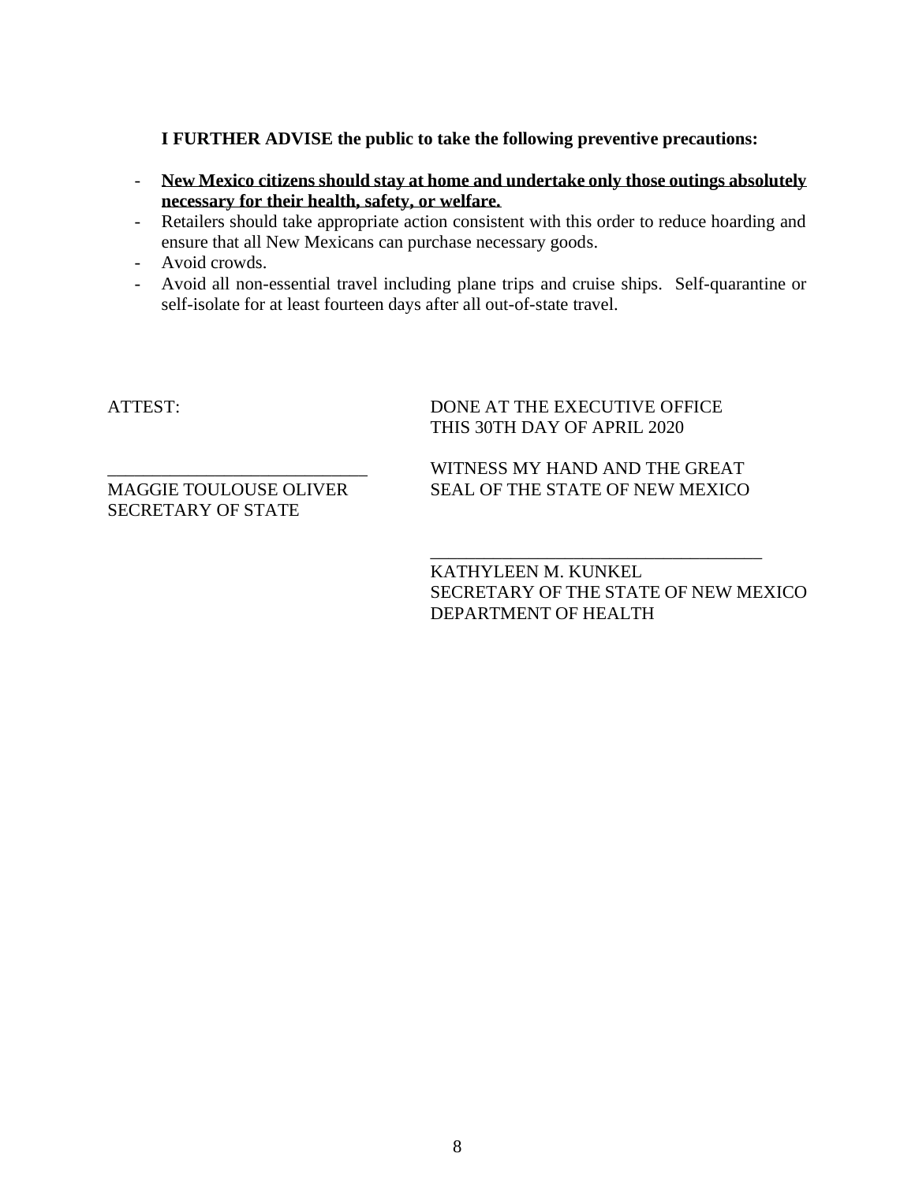**I FURTHER ADVISE the public to take the following preventive precautions:**

- **New Mexico citizens should stay at home and undertake only those outings absolutely necessary for their health, safety, or welfare.**
- Retailers should take appropriate action consistent with this order to reduce hoarding and ensure that all New Mexicans can purchase necessary goods.
- Avoid crowds.
- Avoid all non-essential travel including plane trips and cruise ships. Self-quarantine or self-isolate for at least fourteen days after all out-of-state travel.

ATTEST:

_____________________________
MAGGIE TOULOUSE OLIVER
SECRETARY OF STATE

DONE AT THE EXECUTIVE OFFICE
THIS 30TH DAY OF APRIL 2020

WITNESS MY HAND AND THE GREAT
SEAL OF THE STATE OF NEW MEXICO

_____________________________________
KATHYLEEN M. KUNKEL
SECRETARY OF THE STATE OF NEW MEXICO
DEPARTMENT OF HEALTH